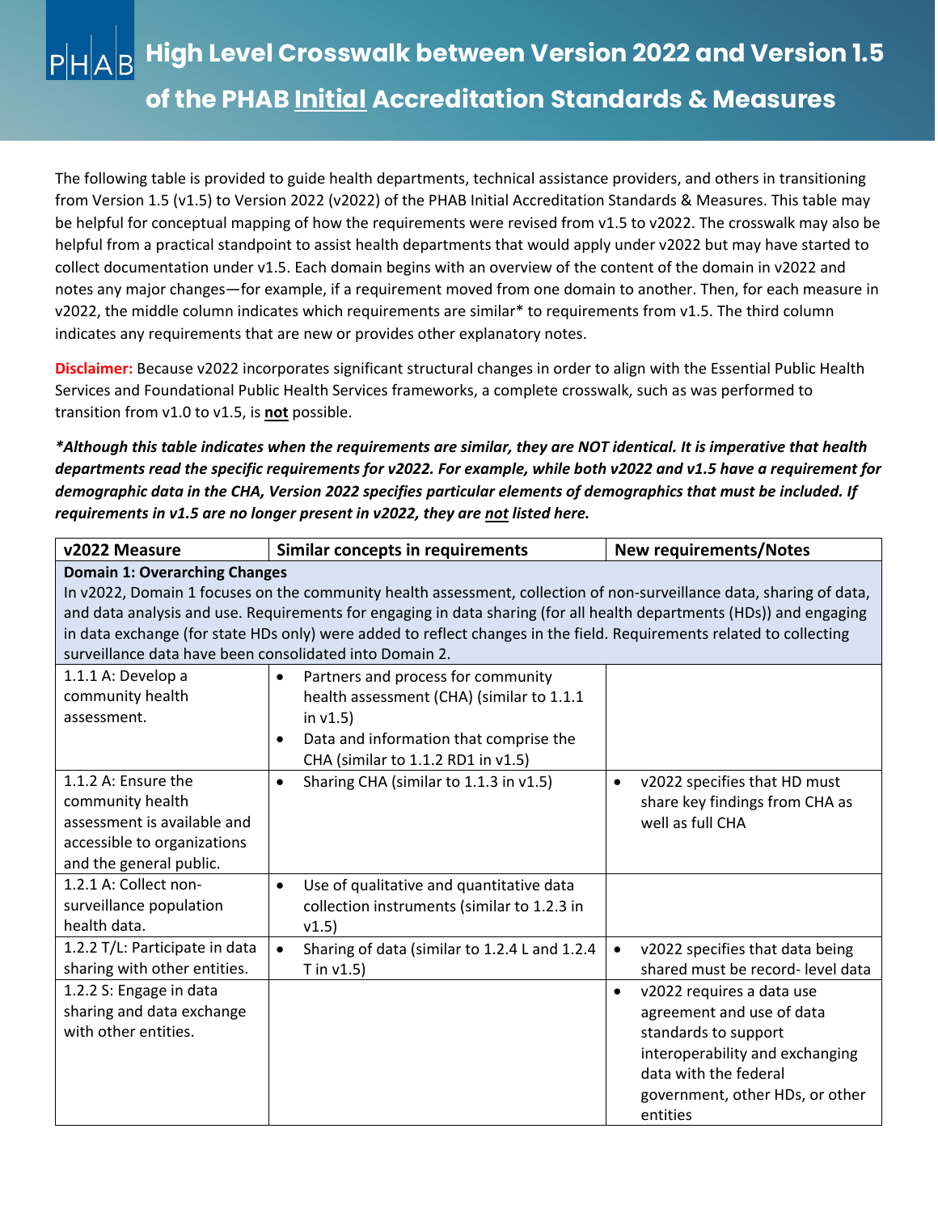# High Level Crosswalk between Version 2022 and Version 1.5 of the PHAB Initial Accreditation Standards & Measures

The following table is provided to guide health departments, technical assistance providers, and others in transitioning from Version 1.5 (v1.5) to Version 2022 (v2022) of the PHAB Initial Accreditation Standards & Measures. This table may be helpful for conceptual mapping of how the requirements were revised from v1.5 to v2022. The crosswalk may also be helpful from a practical standpoint to assist health departments that would apply under v2022 but may have started to collect documentation under v1.5. Each domain begins with an overview of the content of the domain in v2022 and notes any major changes—for example, if a requirement moved from one domain to another. Then, for each measure in v2022, the middle column indicates which requirements are similar* to requirements from v1.5. The third column indicates any requirements that are new or provides other explanatory notes.

**Disclaimer:** Because v2022 incorporates significant structural changes in order to align with the Essential Public Health Services and Foundational Public Health Services frameworks, a complete crosswalk, such as was performed to transition from v1.0 to v1.5, is **not** possible.

***\*Although this table indicates when the requirements are similar, they are NOT identical. It is imperative that health departments read the specific requirements for v2022. For example, while both v2022 and v1.5 have a requirement for demographic data in the CHA, Version 2022 specifies particular elements of demographics that must be included. If requirements in v1.5 are no longer present in v2022, they are not listed here.***

| v2022 Measure | Similar concepts in requirements | New requirements/Notes |
|---|---|---|
| **Domain 1: Overarching Changes** In v2022, Domain 1 focuses on the community health assessment, collection of non-surveillance data, sharing of data, and data analysis and use. Requirements for engaging in data sharing (for all health departments (HDs)) and engaging in data exchange (for state HDs only) were added to reflect changes in the field. Requirements related to collecting surveillance data have been consolidated into Domain 2. | | |
| 1.1.1 A: Develop a community health assessment. | • Partners and process for community health assessment (CHA) (similar to 1.1.1 in v1.5)<br>• Data and information that comprise the CHA (similar to 1.1.2 RD1 in v1.5) | |
| 1.1.2 A: Ensure the community health assessment is available and accessible to organizations and the general public. | • Sharing CHA (similar to 1.1.3 in v1.5) | • v2022 specifies that HD must share key findings from CHA as well as full CHA |
| 1.2.1 A: Collect non-surveillance population health data. | • Use of qualitative and quantitative data collection instruments (similar to 1.2.3 in v1.5) | |
| 1.2.2 T/L: Participate in data sharing with other entities. | • Sharing of data (similar to 1.2.4 L and 1.2.4 T in v1.5) | • v2022 specifies that data being shared must be record- level data |
| 1.2.2 S: Engage in data sharing and data exchange with other entities. | | • v2022 requires a data use agreement and use of data standards to support interoperability and exchanging data with the federal government, other HDs, or other entities |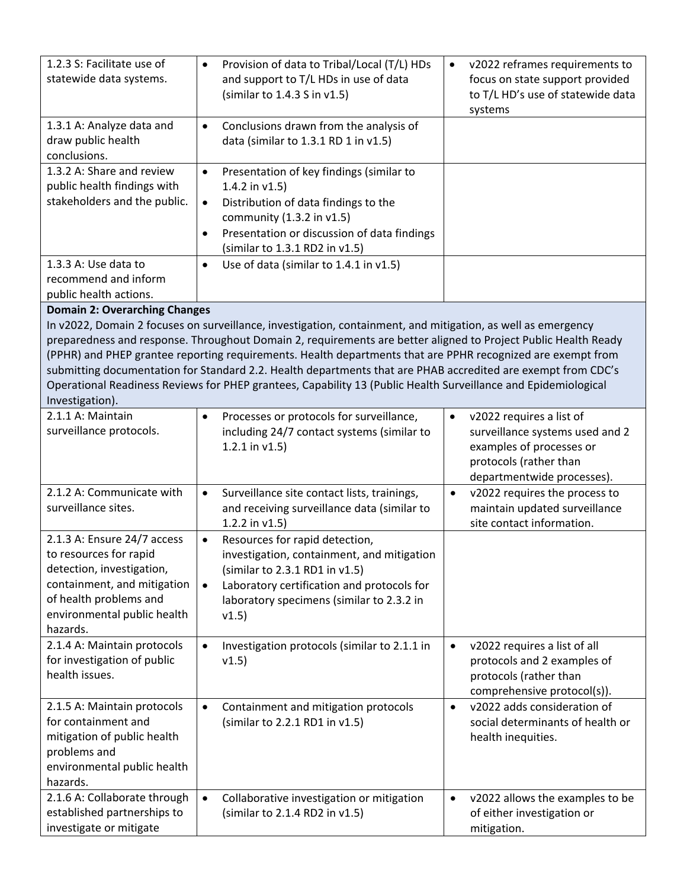| | | |
|---|---|---|
| 1.2.3 S: Facilitate use of statewide data systems. | • Provision of data to Tribal/Local (T/L) HDs and support to T/L HDs in use of data (similar to 1.4.3 S in v1.5) | • v2022 reframes requirements to focus on state support provided to T/L HD's use of statewide data systems |
| 1.3.1 A: Analyze data and draw public health conclusions. | • Conclusions drawn from the analysis of data (similar to 1.3.1 RD 1 in v1.5) | |
| 1.3.2 A: Share and review public health findings with stakeholders and the public. | • Presentation of key findings (similar to 1.4.2 in v1.5)<br>• Distribution of data findings to the community (1.3.2 in v1.5)<br>• Presentation or discussion of data findings (similar to 1.3.1 RD2 in v1.5) | |
| 1.3.3 A: Use data to recommend and inform public health actions. | • Use of data (similar to 1.4.1 in v1.5) | |
| **Domain 2: Overarching Changes**<br>In v2022, Domain 2 focuses on surveillance, investigation, containment, and mitigation, as well as emergency preparedness and response. Throughout Domain 2, requirements are better aligned to Project Public Health Ready (PPHR) and PHEP grantee reporting requirements. Health departments that are PPHR recognized are exempt from submitting documentation for Standard 2.2. Health departments that are PHAB accredited are exempt from CDC's Operational Readiness Reviews for PHEP grantees, Capability 13 (Public Health Surveillance and Epidemiological Investigation). | | |
| 2.1.1 A: Maintain surveillance protocols. | • Processes or protocols for surveillance, including 24/7 contact systems (similar to 1.2.1 in v1.5) | • v2022 requires a list of surveillance systems used and 2 examples of processes or protocols (rather than departmentwide processes). |
| 2.1.2 A: Communicate with surveillance sites. | • Surveillance site contact lists, trainings, and receiving surveillance data (similar to 1.2.2 in v1.5) | • v2022 requires the process to maintain updated surveillance site contact information. |
| 2.1.3 A: Ensure 24/7 access to resources for rapid detection, investigation, containment, and mitigation of health problems and environmental public health hazards. | • Resources for rapid detection, investigation, containment, and mitigation (similar to 2.3.1 RD1 in v1.5)<br>• Laboratory certification and protocols for laboratory specimens (similar to 2.3.2 in v1.5) | |
| 2.1.4 A: Maintain protocols for investigation of public health issues. | • Investigation protocols (similar to 2.1.1 in v1.5) | • v2022 requires a list of all protocols and 2 examples of protocols (rather than comprehensive protocol(s)). |
| 2.1.5 A: Maintain protocols for containment and mitigation of public health problems and environmental public health hazards. | • Containment and mitigation protocols (similar to 2.2.1 RD1 in v1.5) | • v2022 adds consideration of social determinants of health or health inequities. |
| 2.1.6 A: Collaborate through established partnerships to investigate or mitigate | • Collaborative investigation or mitigation (similar to 2.1.4 RD2 in v1.5) | • v2022 allows the examples to be of either investigation or mitigation. |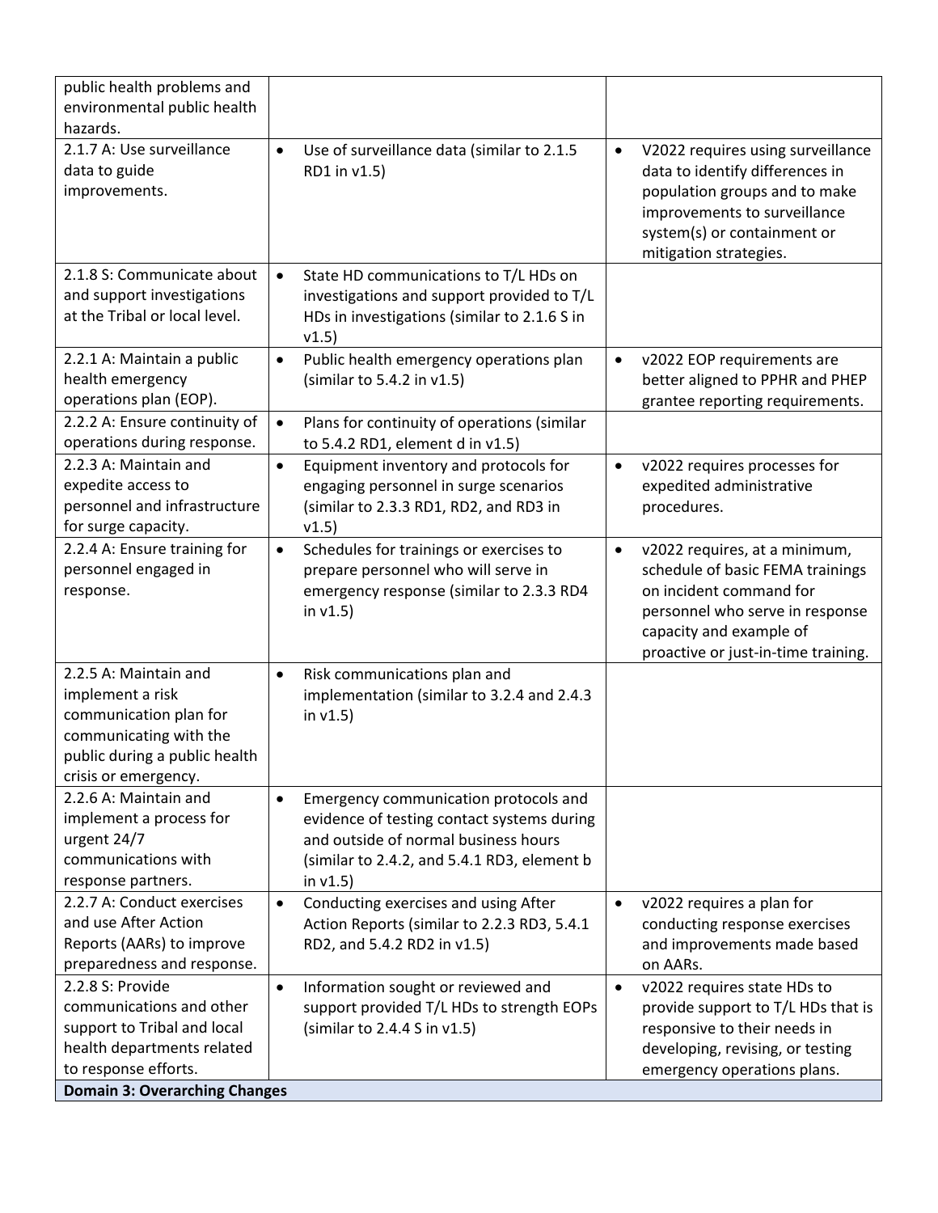| | | |
|---|---|---|
| public health problems and environmental public health hazards. | | |
| 2.1.7 A: Use surveillance data to guide improvements. | • Use of surveillance data (similar to 2.1.5 RD1 in v1.5) | • V2022 requires using surveillance data to identify differences in population groups and to make improvements to surveillance system(s) or containment or mitigation strategies. |
| 2.1.8 S: Communicate about and support investigations at the Tribal or local level. | • State HD communications to T/L HDs on investigations and support provided to T/L HDs in investigations (similar to 2.1.6 S in v1.5) | |
| 2.2.1 A: Maintain a public health emergency operations plan (EOP). | • Public health emergency operations plan (similar to 5.4.2 in v1.5) | • v2022 EOP requirements are better aligned to PPHR and PHEP grantee reporting requirements. |
| 2.2.2 A: Ensure continuity of operations during response. | • Plans for continuity of operations (similar to 5.4.2 RD1, element d in v1.5) | |
| 2.2.3 A: Maintain and expedite access to personnel and infrastructure for surge capacity. | • Equipment inventory and protocols for engaging personnel in surge scenarios (similar to 2.3.3 RD1, RD2, and RD3 in v1.5) | • v2022 requires processes for expedited administrative procedures. |
| 2.2.4 A: Ensure training for personnel engaged in response. | • Schedules for trainings or exercises to prepare personnel who will serve in emergency response (similar to 2.3.3 RD4 in v1.5) | • v2022 requires, at a minimum, schedule of basic FEMA trainings on incident command for personnel who serve in response capacity and example of proactive or just-in-time training. |
| 2.2.5 A: Maintain and implement a risk communication plan for communicating with the public during a public health crisis or emergency. | • Risk communications plan and implementation (similar to 3.2.4 and 2.4.3 in v1.5) | |
| 2.2.6 A: Maintain and implement a process for urgent 24/7 communications with response partners. | • Emergency communication protocols and evidence of testing contact systems during and outside of normal business hours (similar to 2.4.2, and 5.4.1 RD3, element b in v1.5) | |
| 2.2.7 A: Conduct exercises and use After Action Reports (AARs) to improve preparedness and response. | • Conducting exercises and using After Action Reports (similar to 2.2.3 RD3, 5.4.1 RD2, and 5.4.2 RD2 in v1.5) | • v2022 requires a plan for conducting response exercises and improvements made based on AARs. |
| 2.2.8 S: Provide communications and other support to Tribal and local health departments related to response efforts. | • Information sought or reviewed and support provided T/L HDs to strength EOPs (similar to 2.4.4 S in v1.5) | • v2022 requires state HDs to provide support to T/L HDs that is responsive to their needs in developing, revising, or testing emergency operations plans. |
| **Domain 3: Overarching Changes** | | |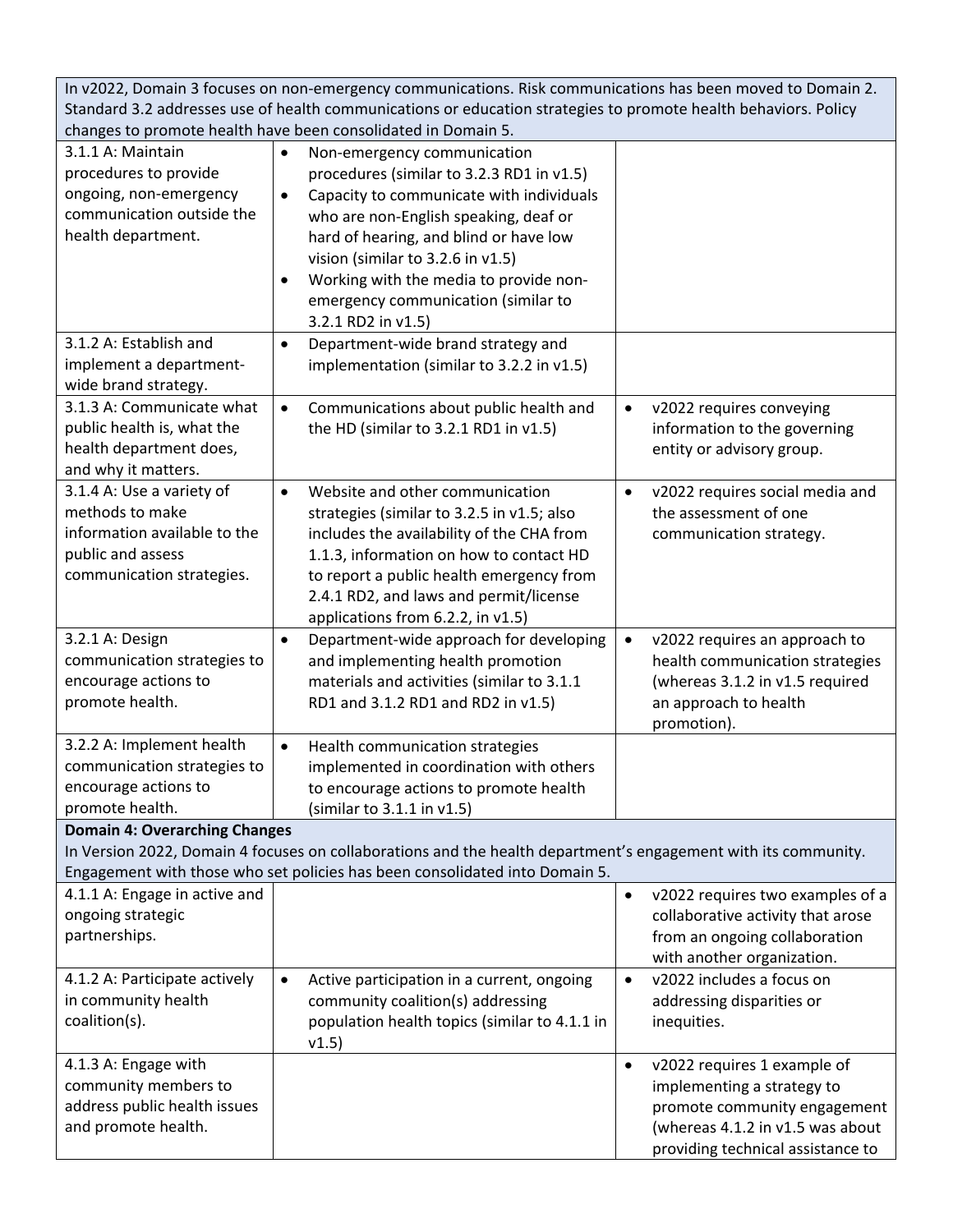| | | |
|---|---|---|
| In v2022, Domain 3 focuses on non-emergency communications. Risk communications has been moved to Domain 2. Standard 3.2 addresses use of health communications or education strategies to promote health behaviors. Policy changes to promote health have been consolidated in Domain 5. | | |
| 3.1.1 A: Maintain procedures to provide ongoing, non-emergency communication outside the health department. | • Non-emergency communication procedures (similar to 3.2.3 RD1 in v1.5)<br>• Capacity to communicate with individuals who are non-English speaking, deaf or hard of hearing, and blind or have low vision (similar to 3.2.6 in v1.5)<br>• Working with the media to provide non-emergency communication (similar to 3.2.1 RD2 in v1.5) | |
| 3.1.2 A: Establish and implement a department-wide brand strategy. | • Department-wide brand strategy and implementation (similar to 3.2.2 in v1.5) | |
| 3.1.3 A: Communicate what public health is, what the health department does, and why it matters. | • Communications about public health and the HD (similar to 3.2.1 RD1 in v1.5) | • v2022 requires conveying information to the governing entity or advisory group. |
| 3.1.4 A: Use a variety of methods to make information available to the public and assess communication strategies. | • Website and other communication strategies (similar to 3.2.5 in v1.5; also includes the availability of the CHA from 1.1.3, information on how to contact HD to report a public health emergency from 2.4.1 RD2, and laws and permit/license applications from 6.2.2, in v1.5) | • v2022 requires social media and the assessment of one communication strategy. |
| 3.2.1 A: Design communication strategies to encourage actions to promote health. | • Department-wide approach for developing and implementing health promotion materials and activities (similar to 3.1.1 RD1 and 3.1.2 RD1 and RD2 in v1.5) | • v2022 requires an approach to health communication strategies (whereas 3.1.2 in v1.5 required an approach to health promotion). |
| 3.2.2 A: Implement health communication strategies to encourage actions to promote health. | • Health communication strategies implemented in coordination with others to encourage actions to promote health (similar to 3.1.1 in v1.5) | |
| **Domain 4: Overarching Changes**<br>In Version 2022, Domain 4 focuses on collaborations and the health department's engagement with its community. Engagement with those who set policies has been consolidated into Domain 5. | | |
| 4.1.1 A: Engage in active and ongoing strategic partnerships. | | • v2022 requires two examples of a collaborative activity that arose from an ongoing collaboration with another organization. |
| 4.1.2 A: Participate actively in community health coalition(s). | • Active participation in a current, ongoing community coalition(s) addressing population health topics (similar to 4.1.1 in v1.5) | • v2022 includes a focus on addressing disparities or inequities. |
| 4.1.3 A: Engage with community members to address public health issues and promote health. | | • v2022 requires 1 example of implementing a strategy to promote community engagement (whereas 4.1.2 in v1.5 was about providing technical assistance to |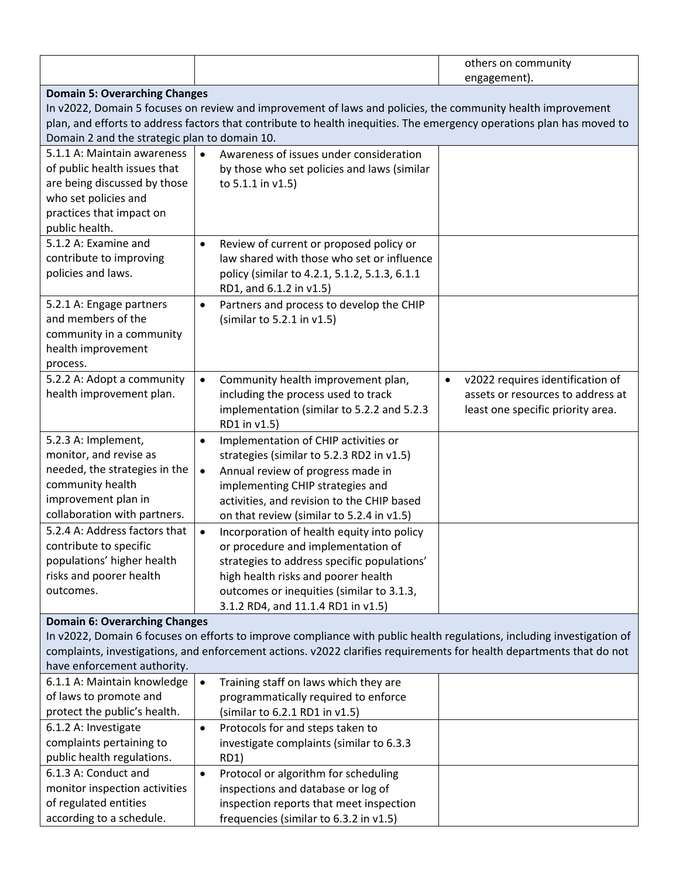| | | |
|---|---|---|
| | | others on community engagement). |
| **Domain 5: Overarching Changes**<br>In v2022, Domain 5 focuses on review and improvement of laws and policies, the community health improvement plan, and efforts to address factors that contribute to health inequities. The emergency operations plan has moved to Domain 2 and the strategic plan to domain 10. | | |
| 5.1.1 A: Maintain awareness of public health issues that are being discussed by those who set policies and practices that impact on public health. | • Awareness of issues under consideration by those who set policies and laws (similar to 5.1.1 in v1.5) | |
| 5.1.2 A: Examine and contribute to improving policies and laws. | • Review of current or proposed policy or law shared with those who set or influence policy (similar to 4.2.1, 5.1.2, 5.1.3, 6.1.1 RD1, and 6.1.2 in v1.5) | |
| 5.2.1 A: Engage partners and members of the community in a community health improvement process. | • Partners and process to develop the CHIP (similar to 5.2.1 in v1.5) | |
| 5.2.2 A: Adopt a community health improvement plan. | • Community health improvement plan, including the process used to track implementation (similar to 5.2.2 and 5.2.3 RD1 in v1.5) | • v2022 requires identification of assets or resources to address at least one specific priority area. |
| 5.2.3 A: Implement, monitor, and revise as needed, the strategies in the community health improvement plan in collaboration with partners. | • Implementation of CHIP activities or strategies (similar to 5.2.3 RD2 in v1.5)<br>• Annual review of progress made in implementing CHIP strategies and activities, and revision to the CHIP based on that review (similar to 5.2.4 in v1.5) | |
| 5.2.4 A: Address factors that contribute to specific populations' higher health risks and poorer health outcomes. | • Incorporation of health equity into policy or procedure and implementation of strategies to address specific populations' high health risks and poorer health outcomes or inequities (similar to 3.1.3, 3.1.2 RD4, and 11.1.4 RD1 in v1.5) | |
| **Domain 6: Overarching Changes**<br>In v2022, Domain 6 focuses on efforts to improve compliance with public health regulations, including investigation of complaints, investigations, and enforcement actions. v2022 clarifies requirements for health departments that do not have enforcement authority. | | |
| 6.1.1 A: Maintain knowledge of laws to promote and protect the public's health. | • Training staff on laws which they are programmatically required to enforce (similar to 6.2.1 RD1 in v1.5) | |
| 6.1.2 A: Investigate complaints pertaining to public health regulations. | • Protocols for and steps taken to investigate complaints (similar to 6.3.3 RD1) | |
| 6.1.3 A: Conduct and monitor inspection activities of regulated entities according to a schedule. | • Protocol or algorithm for scheduling inspections and database or log of inspection reports that meet inspection frequencies (similar to 6.3.2 in v1.5) | |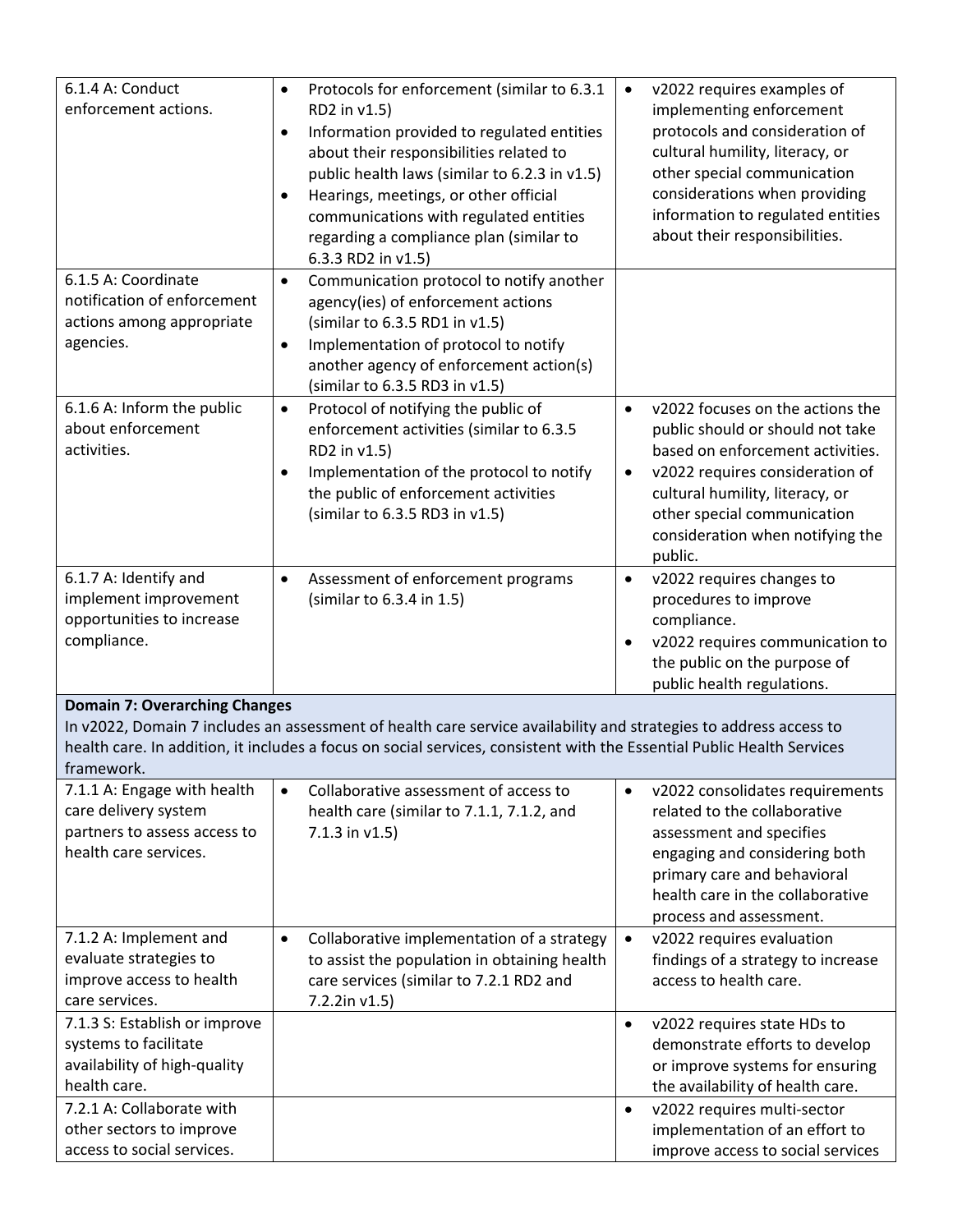| | | |
|---|---|---|
| 6.1.4 A: Conduct enforcement actions. | • Protocols for enforcement (similar to 6.3.1 RD2 in v1.5)<br>• Information provided to regulated entities about their responsibilities related to public health laws (similar to 6.2.3 in v1.5)<br>• Hearings, meetings, or other official communications with regulated entities regarding a compliance plan (similar to 6.3.3 RD2 in v1.5) | • v2022 requires examples of implementing enforcement protocols and consideration of cultural humility, literacy, or other special communication considerations when providing information to regulated entities about their responsibilities. |
| 6.1.5 A: Coordinate notification of enforcement actions among appropriate agencies. | • Communication protocol to notify another agency(ies) of enforcement actions (similar to 6.3.5 RD1 in v1.5)<br>• Implementation of protocol to notify another agency of enforcement action(s) (similar to 6.3.5 RD3 in v1.5) | |
| 6.1.6 A: Inform the public about enforcement activities. | • Protocol of notifying the public of enforcement activities (similar to 6.3.5 RD2 in v1.5)<br>• Implementation of the protocol to notify the public of enforcement activities (similar to 6.3.5 RD3 in v1.5) | • v2022 focuses on the actions the public should or should not take based on enforcement activities.<br>• v2022 requires consideration of cultural humility, literacy, or other special communication consideration when notifying the public. |
| 6.1.7 A: Identify and implement improvement opportunities to increase compliance. | • Assessment of enforcement programs (similar to 6.3.4 in 1.5) | • v2022 requires changes to procedures to improve compliance.<br>• v2022 requires communication to the public on the purpose of public health regulations. |
| **Domain 7: Overarching Changes**<br>In v2022, Domain 7 includes an assessment of health care service availability and strategies to address access to health care. In addition, it includes a focus on social services, consistent with the Essential Public Health Services framework. | | |
| 7.1.1 A: Engage with health care delivery system partners to assess access to health care services. | • Collaborative assessment of access to health care (similar to 7.1.1, 7.1.2, and 7.1.3 in v1.5) | • v2022 consolidates requirements related to the collaborative assessment and specifies engaging and considering both primary care and behavioral health care in the collaborative process and assessment. |
| 7.1.2 A: Implement and evaluate strategies to improve access to health care services. | • Collaborative implementation of a strategy to assist the population in obtaining health care services (similar to 7.2.1 RD2 and 7.2.2in v1.5) | • v2022 requires evaluation findings of a strategy to increase access to health care. |
| 7.1.3 S: Establish or improve systems to facilitate availability of high-quality health care. | | • v2022 requires state HDs to demonstrate efforts to develop or improve systems for ensuring the availability of health care. |
| 7.2.1 A: Collaborate with other sectors to improve access to social services. | | • v2022 requires multi-sector implementation of an effort to improve access to social services |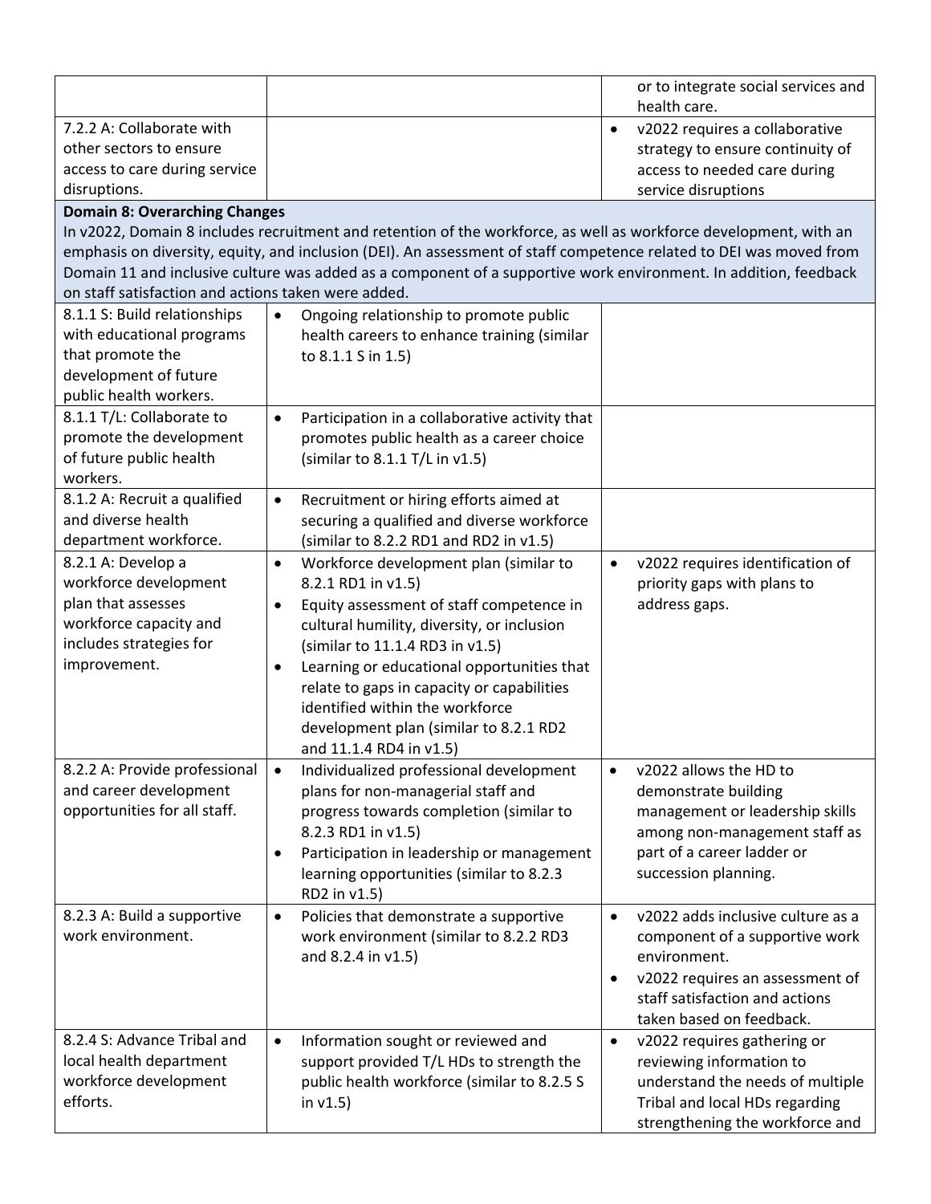| | | |
|---|---|---|
| | | or to integrate social services and health care. |
| 7.2.2 A: Collaborate with other sectors to ensure access to care during service disruptions. | | • v2022 requires a collaborative strategy to ensure continuity of access to needed care during service disruptions |
| **Domain 8: Overarching Changes**<br>In v2022, Domain 8 includes recruitment and retention of the workforce, as well as workforce development, with an emphasis on diversity, equity, and inclusion (DEI). An assessment of staff competence related to DEI was moved from Domain 11 and inclusive culture was added as a component of a supportive work environment. In addition, feedback on staff satisfaction and actions taken were added. | | |
| 8.1.1 S: Build relationships with educational programs that promote the development of future public health workers. | • Ongoing relationship to promote public health careers to enhance training (similar to 8.1.1 S in 1.5) | |
| 8.1.1 T/L: Collaborate to promote the development of future public health workers. | • Participation in a collaborative activity that promotes public health as a career choice (similar to 8.1.1 T/L in v1.5) | |
| 8.1.2 A: Recruit a qualified and diverse health department workforce. | • Recruitment or hiring efforts aimed at securing a qualified and diverse workforce (similar to 8.2.2 RD1 and RD2 in v1.5) | |
| 8.2.1 A: Develop a workforce development plan that assesses workforce capacity and includes strategies for improvement. | • Workforce development plan (similar to 8.2.1 RD1 in v1.5)<br>• Equity assessment of staff competence in cultural humility, diversity, or inclusion (similar to 11.1.4 RD3 in v1.5)<br>• Learning or educational opportunities that relate to gaps in capacity or capabilities identified within the workforce development plan (similar to 8.2.1 RD2 and 11.1.4 RD4 in v1.5) | • v2022 requires identification of priority gaps with plans to address gaps. |
| 8.2.2 A: Provide professional and career development opportunities for all staff. | • Individualized professional development plans for non-managerial staff and progress towards completion (similar to 8.2.3 RD1 in v1.5)<br>• Participation in leadership or management learning opportunities (similar to 8.2.3 RD2 in v1.5) | • v2022 allows the HD to demonstrate building management or leadership skills among non-management staff as part of a career ladder or succession planning. |
| 8.2.3 A: Build a supportive work environment. | • Policies that demonstrate a supportive work environment (similar to 8.2.2 RD3 and 8.2.4 in v1.5) | • v2022 adds inclusive culture as a component of a supportive work environment.<br>• v2022 requires an assessment of staff satisfaction and actions taken based on feedback. |
| 8.2.4 S: Advance Tribal and local health department workforce development efforts. | • Information sought or reviewed and support provided T/L HDs to strength the public health workforce (similar to 8.2.5 S in v1.5) | • v2022 requires gathering or reviewing information to understand the needs of multiple Tribal and local HDs regarding strengthening the workforce and |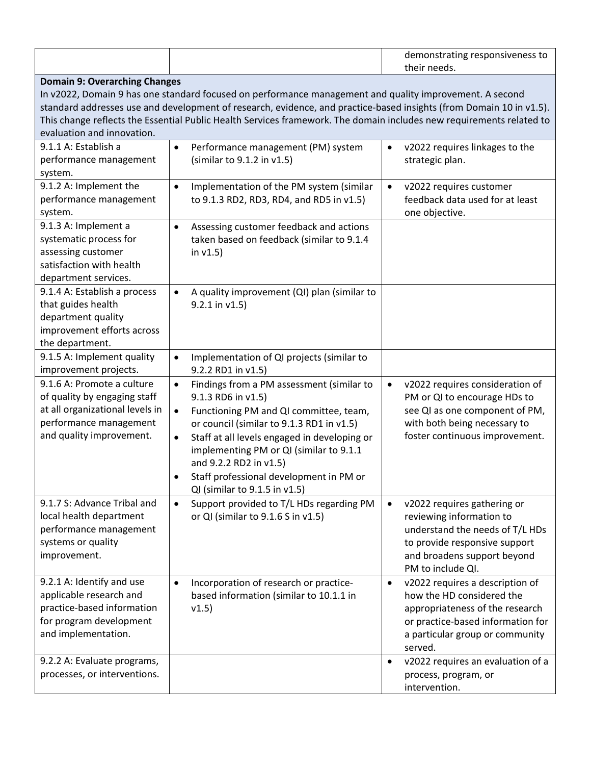| | | |
|---|---|---|
| | | demonstrating responsiveness to their needs. |
| **Domain 9: Overarching Changes**<br>In v2022, Domain 9 has one standard focused on performance management and quality improvement. A second standard addresses use and development of research, evidence, and practice-based insights (from Domain 10 in v1.5). This change reflects the Essential Public Health Services framework. The domain includes new requirements related to evaluation and innovation. | | |
| 9.1.1 A: Establish a performance management system. | • Performance management (PM) system (similar to 9.1.2 in v1.5) | • v2022 requires linkages to the strategic plan. |
| 9.1.2 A: Implement the performance management system. | • Implementation of the PM system (similar to 9.1.3 RD2, RD3, RD4, and RD5 in v1.5) | • v2022 requires customer feedback data used for at least one objective. |
| 9.1.3 A: Implement a systematic process for assessing customer satisfaction with health department services. | • Assessing customer feedback and actions taken based on feedback (similar to 9.1.4 in v1.5) | |
| 9.1.4 A: Establish a process that guides health department quality improvement efforts across the department. | • A quality improvement (QI) plan (similar to 9.2.1 in v1.5) | |
| 9.1.5 A: Implement quality improvement projects. | • Implementation of QI projects (similar to 9.2.2 RD1 in v1.5) | |
| 9.1.6 A: Promote a culture of quality by engaging staff at all organizational levels in performance management and quality improvement. | • Findings from a PM assessment (similar to 9.1.3 RD6 in v1.5)<br>• Functioning PM and QI committee, team, or council (similar to 9.1.3 RD1 in v1.5)<br>• Staff at all levels engaged in developing or implementing PM or QI (similar to 9.1.1 and 9.2.2 RD2 in v1.5)<br>• Staff professional development in PM or QI (similar to 9.1.5 in v1.5) | • v2022 requires consideration of PM or QI to encourage HDs to see QI as one component of PM, with both being necessary to foster continuous improvement. |
| 9.1.7 S: Advance Tribal and local health department performance management systems or quality improvement. | • Support provided to T/L HDs regarding PM or QI (similar to 9.1.6 S in v1.5) | • v2022 requires gathering or reviewing information to understand the needs of T/L HDs to provide responsive support and broadens support beyond PM to include QI. |
| 9.2.1 A: Identify and use applicable research and practice-based information for program development and implementation. | • Incorporation of research or practice-based information (similar to 10.1.1 in v1.5) | • v2022 requires a description of how the HD considered the appropriateness of the research or practice-based information for a particular group or community served. |
| 9.2.2 A: Evaluate programs, processes, or interventions. | | • v2022 requires an evaluation of a process, program, or intervention. |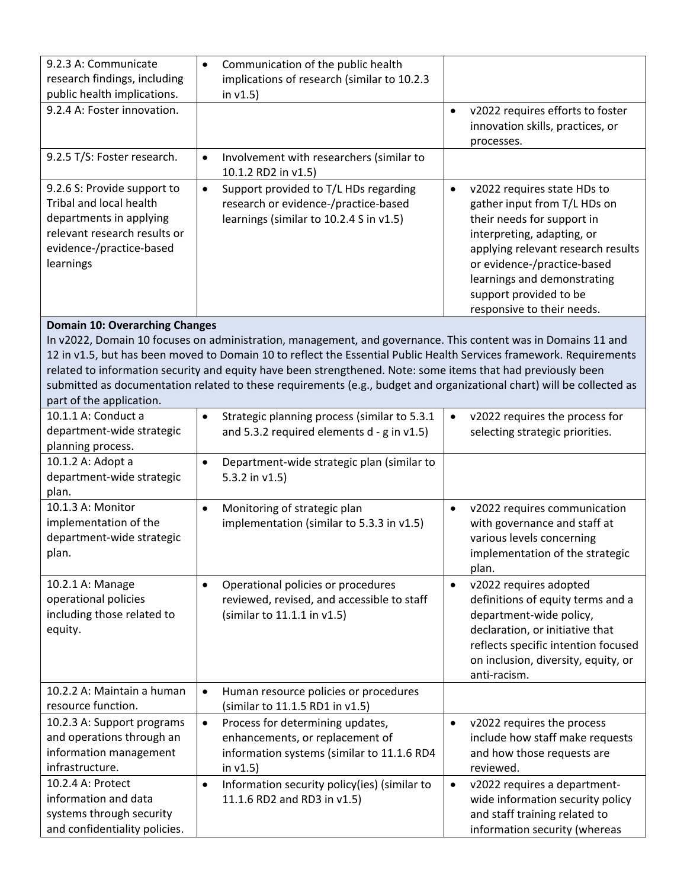| | | |
|---|---|---|
| 9.2.3 A: Communicate research findings, including public health implications. | • Communication of the public health implications of research (similar to 10.2.3 in v1.5) | |
| 9.2.4 A: Foster innovation. | | • v2022 requires efforts to foster innovation skills, practices, or processes. |
| 9.2.5 T/S: Foster research. | • Involvement with researchers (similar to 10.1.2 RD2 in v1.5) | |
| 9.2.6 S: Provide support to Tribal and local health departments in applying relevant research results or evidence-/practice-based learnings | • Support provided to T/L HDs regarding research or evidence-/practice-based learnings (similar to 10.2.4 S in v1.5) | • v2022 requires state HDs to gather input from T/L HDs on their needs for support in interpreting, adapting, or applying relevant research results or evidence-/practice-based learnings and demonstrating support provided to be responsive to their needs. |

**Domain 10: Overarching Changes**

In v2022, Domain 10 focuses on administration, management, and governance. This content was in Domains 11 and 12 in v1.5, but has been moved to Domain 10 to reflect the Essential Public Health Services framework. Requirements related to information security and equity have been strengthened. Note: some items that had previously been submitted as documentation related to these requirements (e.g., budget and organizational chart) will be collected as part of the application.

| | | |
|---|---|---|
| 10.1.1 A: Conduct a department-wide strategic planning process. | • Strategic planning process (similar to 5.3.1 and 5.3.2 required elements d - g in v1.5) | • v2022 requires the process for selecting strategic priorities. |
| 10.1.2 A: Adopt a department-wide strategic plan. | • Department-wide strategic plan (similar to 5.3.2 in v1.5) | |
| 10.1.3 A: Monitor implementation of the department-wide strategic plan. | • Monitoring of strategic plan implementation (similar to 5.3.3 in v1.5) | • v2022 requires communication with governance and staff at various levels concerning implementation of the strategic plan. |
| 10.2.1 A: Manage operational policies including those related to equity. | • Operational policies or procedures reviewed, revised, and accessible to staff (similar to 11.1.1 in v1.5) | • v2022 requires adopted definitions of equity terms and a department-wide policy, declaration, or initiative that reflects specific intention focused on inclusion, diversity, equity, or anti-racism. |
| 10.2.2 A: Maintain a human resource function. | • Human resource policies or procedures (similar to 11.1.5 RD1 in v1.5) | |
| 10.2.3 A: Support programs and operations through an information management infrastructure. | • Process for determining updates, enhancements, or replacement of information systems (similar to 11.1.6 RD4 in v1.5) | • v2022 requires the process include how staff make requests and how those requests are reviewed. |
| 10.2.4 A: Protect information and data systems through security and confidentiality policies. | • Information security policy(ies) (similar to 11.1.6 RD2 and RD3 in v1.5) | • v2022 requires a department-wide information security policy and staff training related to information security (whereas |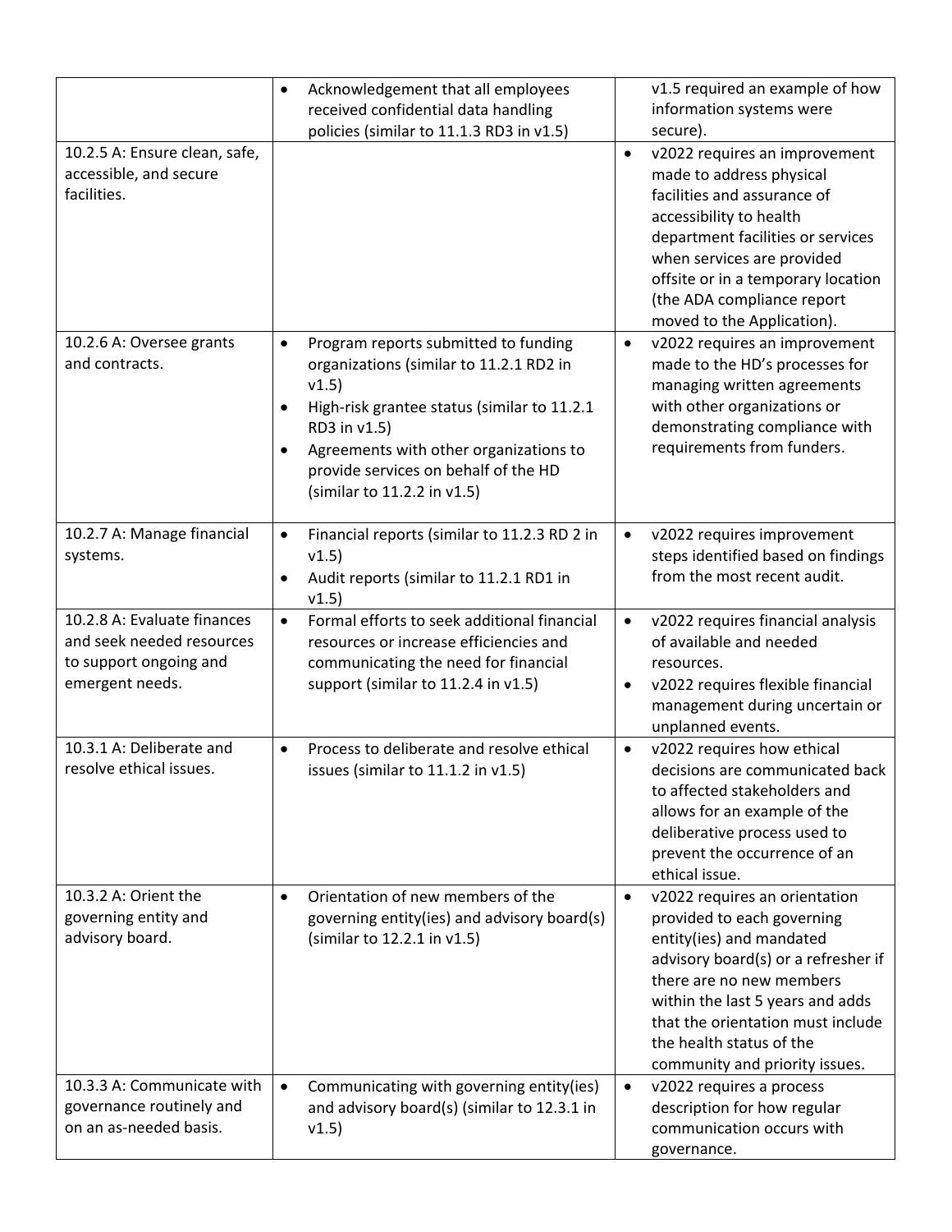| | | |
|---|---|---|
| | • Acknowledgement that all employees received confidential data handling policies (similar to 11.1.3 RD3 in v1.5) | v1.5 required an example of how information systems were secure). |
| 10.2.5 A: Ensure clean, safe, accessible, and secure facilities. | | • v2022 requires an improvement made to address physical facilities and assurance of accessibility to health department facilities or services when services are provided offsite or in a temporary location (the ADA compliance report moved to the Application). |
| 10.2.6 A: Oversee grants and contracts. | • Program reports submitted to funding organizations (similar to 11.2.1 RD2 in v1.5)<br>• High-risk grantee status (similar to 11.2.1 RD3 in v1.5)<br>• Agreements with other organizations to provide services on behalf of the HD (similar to 11.2.2 in v1.5) | • v2022 requires an improvement made to the HD's processes for managing written agreements with other organizations or demonstrating compliance with requirements from funders. |
| 10.2.7 A: Manage financial systems. | • Financial reports (similar to 11.2.3 RD 2 in v1.5)<br>• Audit reports (similar to 11.2.1 RD1 in v1.5) | • v2022 requires improvement steps identified based on findings from the most recent audit. |
| 10.2.8 A: Evaluate finances and seek needed resources to support ongoing and emergent needs. | • Formal efforts to seek additional financial resources or increase efficiencies and communicating the need for financial support (similar to 11.2.4 in v1.5) | • v2022 requires financial analysis of available and needed resources.<br>• v2022 requires flexible financial management during uncertain or unplanned events. |
| 10.3.1 A: Deliberate and resolve ethical issues. | • Process to deliberate and resolve ethical issues (similar to 11.1.2 in v1.5) | • v2022 requires how ethical decisions are communicated back to affected stakeholders and allows for an example of the deliberative process used to prevent the occurrence of an ethical issue. |
| 10.3.2 A: Orient the governing entity and advisory board. | • Orientation of new members of the governing entity(ies) and advisory board(s) (similar to 12.2.1 in v1.5) | • v2022 requires an orientation provided to each governing entity(ies) and mandated advisory board(s) or a refresher if there are no new members within the last 5 years and adds that the orientation must include the health status of the community and priority issues. |
| 10.3.3 A: Communicate with governance routinely and on an as-needed basis. | • Communicating with governing entity(ies) and advisory board(s) (similar to 12.3.1 in v1.5) | • v2022 requires a process description for how regular communication occurs with governance. |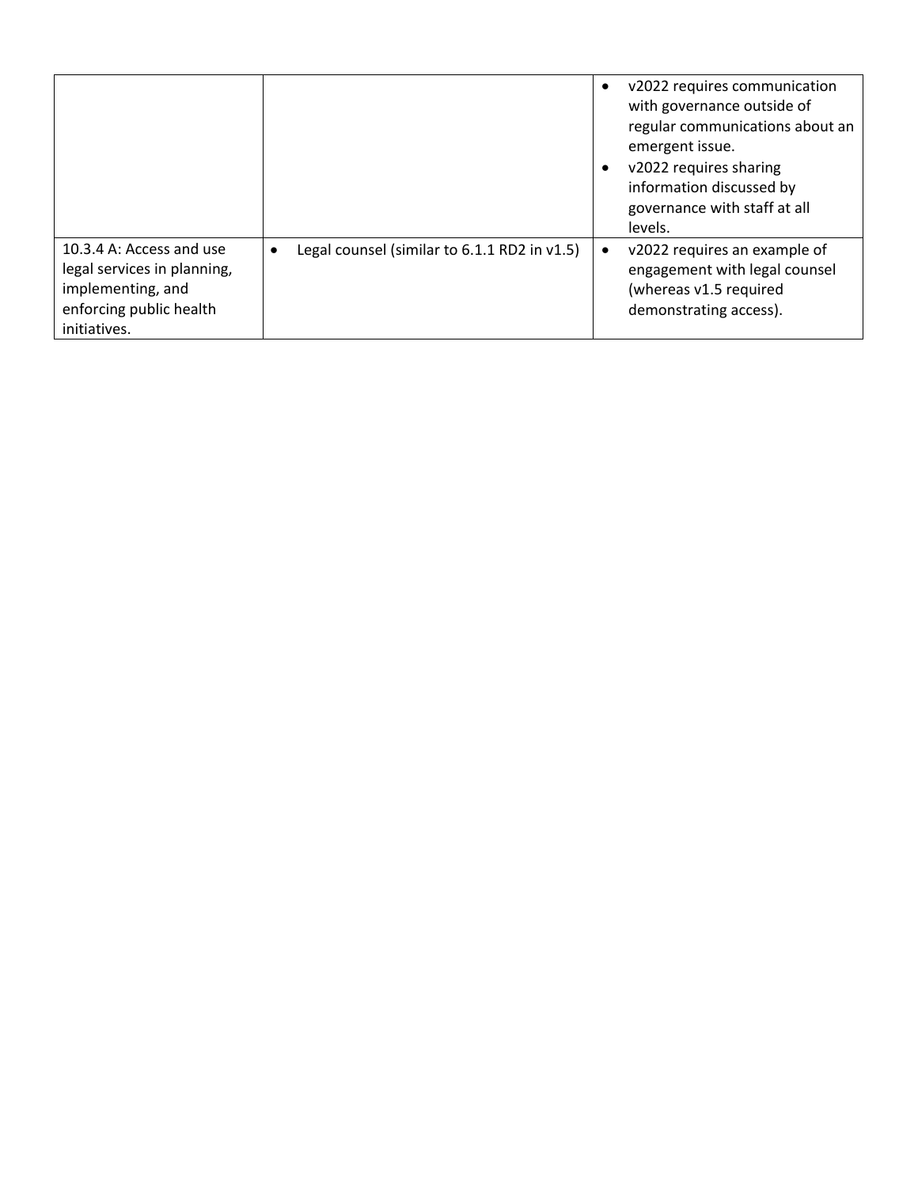| | | |
|---|---|---|
| | | • v2022 requires communication with governance outside of regular communications about an emergent issue.<br>• v2022 requires sharing information discussed by governance with staff at all levels. |
| 10.3.4 A: Access and use legal services in planning, implementing, and enforcing public health initiatives. | • Legal counsel (similar to 6.1.1 RD2 in v1.5) | • v2022 requires an example of engagement with legal counsel (whereas v1.5 required demonstrating access). |